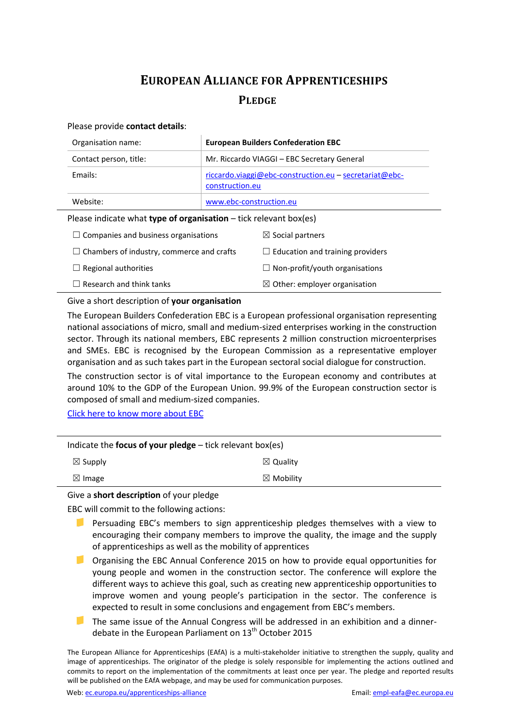# European Alliance for Apprenticeships

## Pledge

Please provide **contact details**:

| Organisation name: | **European Builders Confederation EBC** |
|---|---|
| Contact person, title: | Mr. Riccardo VIAGGI – EBC Secretary General |
| Emails: | riccardo.viaggi@ebc-construction.eu – secretariat@ebc-construction.eu |
| Website: | www.ebc-construction.eu |

Please indicate what **type of organisation** – tick relevant box(es)

| | |
|---|---|
| ☐ Companies and business organisations | ☒ Social partners |
| ☐ Chambers of industry, commerce and crafts | ☐ Education and training providers |
| ☐ Regional authorities | ☐ Non-profit/youth organisations |
| ☐ Research and think tanks | ☒ Other: employer organisation |

Give a short description of **your organisation**

The European Builders Confederation EBC is a European professional organisation representing national associations of micro, small and medium-sized enterprises working in the construction sector. Through its national members, EBC represents 2 million construction microenterprises and SMEs. EBC is recognised by the European Commission as a representative employer organisation and as such takes part in the European sectoral social dialogue for construction.

The construction sector is of vital importance to the European economy and contributes at around 10% to the GDP of the European Union. 99.9% of the European construction sector is composed of small and medium-sized companies.

Click here to know more about EBC

Indicate the **focus of your pledge** – tick relevant box(es)

| | |
|---|---|
| ☒ Supply | ☒ Quality |
| ☒ Image | ☒ Mobility |

Give a **short description** of your pledge

EBC will commit to the following actions:

- Persuading EBC's members to sign apprenticeship pledges themselves with a view to encouraging their company members to improve the quality, the image and the supply of apprenticeships as well as the mobility of apprentices
- Organising the EBC Annual Conference 2015 on how to provide equal opportunities for young people and women in the construction sector. The conference will explore the different ways to achieve this goal, such as creating new apprenticeship opportunities to improve women and young people's participation in the sector. The conference is expected to result in some conclusions and engagement from EBC's members.
- The same issue of the Annual Congress will be addressed in an exhibition and a dinner-debate in the European Parliament on 13th October 2015

The European Alliance for Apprenticeships (EAfA) is a multi-stakeholder initiative to strengthen the supply, quality and image of apprenticeships. The originator of the pledge is solely responsible for implementing the actions outlined and commits to report on the implementation of the commitments at least once per year. The pledge and reported results will be published on the EAfA webpage, and may be used for communication purposes.

Web: ec.europa.eu/apprenticeships-alliance Email: empl-eafa@ec.europa.eu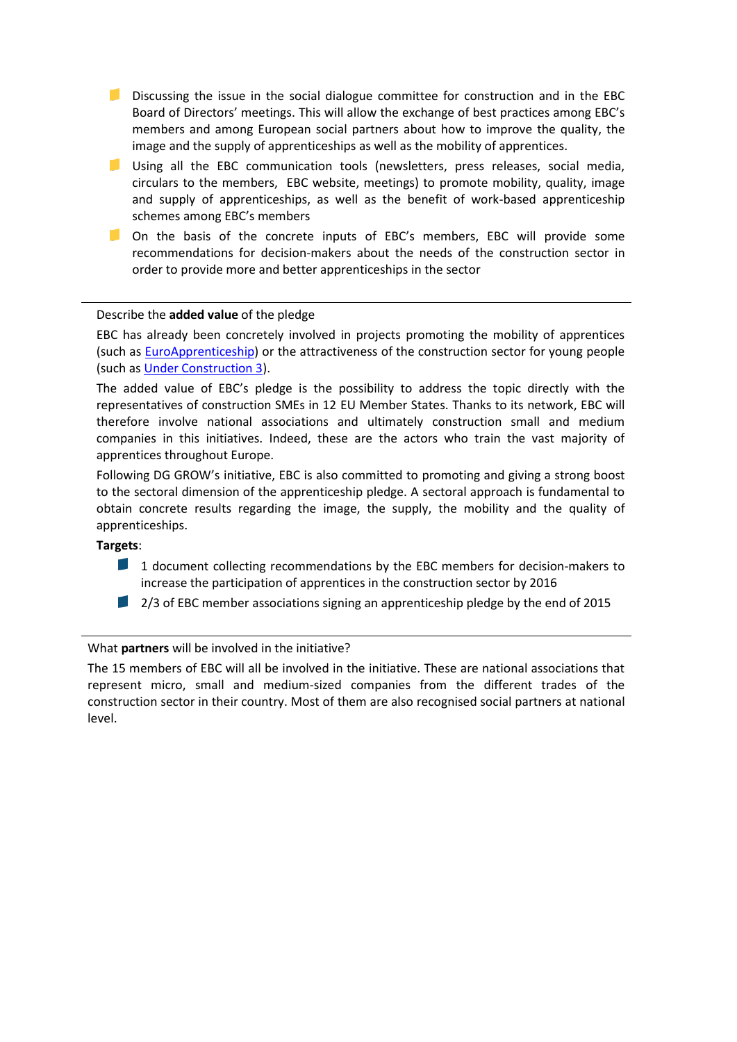- Discussing the issue in the social dialogue committee for construction and in the EBC Board of Directors' meetings. This will allow the exchange of best practices among EBC's members and among European social partners about how to improve the quality, the image and the supply of apprenticeships as well as the mobility of apprentices.
- Using all the EBC communication tools (newsletters, press releases, social media, circulars to the members, EBC website, meetings) to promote mobility, quality, image and supply of apprenticeships, as well as the benefit of work-based apprenticeship schemes among EBC's members
- On the basis of the concrete inputs of EBC's members, EBC will provide some recommendations for decision-makers about the needs of the construction sector in order to provide more and better apprenticeships in the sector

---

Describe the **added value** of the pledge

EBC has already been concretely involved in projects promoting the mobility of apprentices (such as EuroApprenticeship) or the attractiveness of the construction sector for young people (such as Under Construction 3).

The added value of EBC's pledge is the possibility to address the topic directly with the representatives of construction SMEs in 12 EU Member States. Thanks to its network, EBC will therefore involve national associations and ultimately construction small and medium companies in this initiatives. Indeed, these are the actors who train the vast majority of apprentices throughout Europe.

Following DG GROW's initiative, EBC is also committed to promoting and giving a strong boost to the sectoral dimension of the apprenticeship pledge. A sectoral approach is fundamental to obtain concrete results regarding the image, the supply, the mobility and the quality of apprenticeships.

**Targets**:

- 1 document collecting recommendations by the EBC members for decision-makers to increase the participation of apprentices in the construction sector by 2016
- 2/3 of EBC member associations signing an apprenticeship pledge by the end of 2015

---

What **partners** will be involved in the initiative?

The 15 members of EBC will all be involved in the initiative. These are national associations that represent micro, small and medium-sized companies from the different trades of the construction sector in their country. Most of them are also recognised social partners at national level.